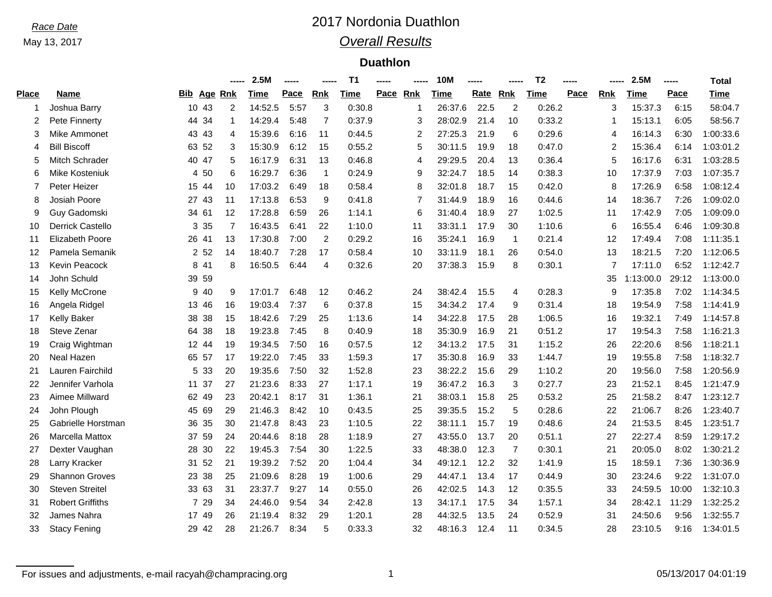*Race Date*

May 13, 2017

# 2017 Nordonia Duathlon

## *Overall Results*

### Duathlon

| | | | | 2.5M | | | T1 | | | 10M | | | T2 | | | 2.5M | | Total |
|---|---|---|---|---|---|---|---|---|---|---|---|---|---|---|---|---|---|---|
| **Place** | **Name** | **Bib** | **Age** | **Rnk** | **Time** | **Pace** | **Rnk** | **Time** | **Pace** | **Rnk** | **Time** | **Rate** | **Rnk** | **Time** | **Pace** | **Rnk** | **Time** | **Pace** | **Time** |
| 1 | Joshua Barry | 10 | 43 | 2 | 14:52.5 | 5:57 | 3 | 0:30.8 | | 1 | 26:37.6 | 22.5 | 2 | 0:26.2 | | 3 | 15:37.3 | 6:15 | 58:04.7 |
| 2 | Pete Finnerty | 44 | 34 | 1 | 14:29.4 | 5:48 | 7 | 0:37.9 | | 3 | 28:02.9 | 21.4 | 10 | 0:33.2 | | 1 | 15:13.1 | 6:05 | 58:56.7 |
| 3 | Mike Ammonet | 43 | 43 | 4 | 15:39.6 | 6:16 | 11 | 0:44.5 | | 2 | 27:25.3 | 21.9 | 6 | 0:29.6 | | 4 | 16:14.3 | 6:30 | 1:00:33.6 |
| 4 | Bill Biscoff | 63 | 52 | 3 | 15:30.9 | 6:12 | 15 | 0:55.2 | | 5 | 30:11.5 | 19.9 | 18 | 0:47.0 | | 2 | 15:36.4 | 6:14 | 1:03:01.2 |
| 5 | Mitch Schrader | 40 | 47 | 5 | 16:17.9 | 6:31 | 13 | 0:46.8 | | 4 | 29:29.5 | 20.4 | 13 | 0:36.4 | | 5 | 16:17.6 | 6:31 | 1:03:28.5 |
| 6 | Mike Kosteniuk | 4 | 50 | 6 | 16:29.7 | 6:36 | 1 | 0:24.9 | | 9 | 32:24.7 | 18.5 | 14 | 0:38.3 | | 10 | 17:37.9 | 7:03 | 1:07:35.7 |
| 7 | Peter Heizer | 15 | 44 | 10 | 17:03.2 | 6:49 | 18 | 0:58.4 | | 8 | 32:01.8 | 18.7 | 15 | 0:42.0 | | 8 | 17:26.9 | 6:58 | 1:08:12.4 |
| 8 | Josiah Poore | 27 | 43 | 11 | 17:13.8 | 6:53 | 9 | 0:41.8 | | 7 | 31:44.9 | 18.9 | 16 | 0:44.6 | | 14 | 18:36.7 | 7:26 | 1:09:02.0 |
| 9 | Guy Gadomski | 34 | 61 | 12 | 17:28.8 | 6:59 | 26 | 1:14.1 | | 6 | 31:40.4 | 18.9 | 27 | 1:02.5 | | 11 | 17:42.9 | 7:05 | 1:09:09.0 |
| 10 | Derrick Castello | 3 | 35 | 7 | 16:43.5 | 6:41 | 22 | 1:10.0 | | 11 | 33:31.1 | 17.9 | 30 | 1:10.6 | | 6 | 16:55.4 | 6:46 | 1:09:30.8 |
| 11 | Elizabeth Poore | 26 | 41 | 13 | 17:30.8 | 7:00 | 2 | 0:29.2 | | 16 | 35:24.1 | 16.9 | 1 | 0:21.4 | | 12 | 17:49.4 | 7:08 | 1:11:35.1 |
| 12 | Pamela Semanik | 2 | 52 | 14 | 18:40.7 | 7:28 | 17 | 0:58.4 | | 10 | 33:11.9 | 18.1 | 26 | 0:54.0 | | 13 | 18:21.5 | 7:20 | 1:12:06.5 |
| 13 | Kevin Peacock | 8 | 41 | 8 | 16:50.5 | 6:44 | 4 | 0:32.6 | | 20 | 37:38.3 | 15.9 | 8 | 0:30.1 | | 7 | 17:11.0 | 6:52 | 1:12:42.7 |
| 14 | John Schuld | 39 | 59 | | | | | | | | | | | | | 35 | 1:13:00.0 | 29:12 | 1:13:00.0 |
| 15 | Kelly McCrone | 9 | 40 | 9 | 17:01.7 | 6:48 | 12 | 0:46.2 | | 24 | 38:42.4 | 15.5 | 4 | 0:28.3 | | 9 | 17:35.8 | 7:02 | 1:14:34.5 |
| 16 | Angela Ridgel | 13 | 46 | 16 | 19:03.4 | 7:37 | 6 | 0:37.8 | | 15 | 34:34.2 | 17.4 | 9 | 0:31.4 | | 18 | 19:54.9 | 7:58 | 1:14:41.9 |
| 17 | Kelly Baker | 38 | 38 | 15 | 18:42.6 | 7:29 | 25 | 1:13.6 | | 14 | 34:22.8 | 17.5 | 28 | 1:06.5 | | 16 | 19:32.1 | 7:49 | 1:14:57.8 |
| 18 | Steve Zenar | 64 | 38 | 18 | 19:23.8 | 7:45 | 8 | 0:40.9 | | 18 | 35:30.9 | 16.9 | 21 | 0:51.2 | | 17 | 19:54.3 | 7:58 | 1:16:21.3 |
| 19 | Craig Wightman | 12 | 44 | 19 | 19:34.5 | 7:50 | 16 | 0:57.5 | | 12 | 34:13.2 | 17.5 | 31 | 1:15.2 | | 26 | 22:20.6 | 8:56 | 1:18:21.1 |
| 20 | Neal Hazen | 65 | 57 | 17 | 19:22.0 | 7:45 | 33 | 1:59.3 | | 17 | 35:30.8 | 16.9 | 33 | 1:44.7 | | 19 | 19:55.8 | 7:58 | 1:18:32.7 |
| 21 | Lauren Fairchild | 5 | 33 | 20 | 19:35.6 | 7:50 | 32 | 1:52.8 | | 23 | 38:22.2 | 15.6 | 29 | 1:10.2 | | 20 | 19:56.0 | 7:58 | 1:20:56.9 |
| 22 | Jennifer Varhola | 11 | 37 | 27 | 21:23.6 | 8:33 | 27 | 1:17.1 | | 19 | 36:47.2 | 16.3 | 3 | 0:27.7 | | 23 | 21:52.1 | 8:45 | 1:21:47.9 |
| 23 | Aimee Millward | 62 | 49 | 23 | 20:42.1 | 8:17 | 31 | 1:36.1 | | 21 | 38:03.1 | 15.8 | 25 | 0:53.2 | | 25 | 21:58.2 | 8:47 | 1:23:12.7 |
| 24 | John Plough | 45 | 69 | 29 | 21:46.3 | 8:42 | 10 | 0:43.5 | | 25 | 39:35.5 | 15.2 | 5 | 0:28.6 | | 22 | 21:06.7 | 8:26 | 1:23:40.7 |
| 25 | Gabrielle Horstman | 36 | 35 | 30 | 21:47.8 | 8:43 | 23 | 1:10.5 | | 22 | 38:11.1 | 15.7 | 19 | 0:48.6 | | 24 | 21:53.5 | 8:45 | 1:23:51.7 |
| 26 | Marcella Mattox | 37 | 59 | 24 | 20:44.6 | 8:18 | 28 | 1:18.9 | | 27 | 43:55.0 | 13.7 | 20 | 0:51.1 | | 27 | 22:27.4 | 8:59 | 1:29:17.2 |
| 27 | Dexter Vaughan | 28 | 30 | 22 | 19:45.3 | 7:54 | 30 | 1:22.5 | | 33 | 48:38.0 | 12.3 | 7 | 0:30.1 | | 21 | 20:05.0 | 8:02 | 1:30:21.2 |
| 28 | Larry Kracker | 31 | 52 | 21 | 19:39.2 | 7:52 | 20 | 1:04.4 | | 34 | 49:12.1 | 12.2 | 32 | 1:41.9 | | 15 | 18:59.1 | 7:36 | 1:30:36.9 |
| 29 | Shannon Groves | 23 | 38 | 25 | 21:09.6 | 8:28 | 19 | 1:00.6 | | 29 | 44:47.1 | 13.4 | 17 | 0:44.9 | | 30 | 23:24.6 | 9:22 | 1:31:07.0 |
| 30 | Steven Streitel | 33 | 63 | 31 | 23:37.7 | 9:27 | 14 | 0:55.0 | | 26 | 42:02.5 | 14.3 | 12 | 0:35.5 | | 33 | 24:59.5 | 10:00 | 1:32:10.3 |
| 31 | Robert Griffiths | 7 | 29 | 34 | 24:46.0 | 9:54 | 34 | 2:42.8 | | 13 | 34:17.1 | 17.5 | 34 | 1:57.1 | | 34 | 28:42.1 | 11:29 | 1:32:25.2 |
| 32 | James Nahra | 17 | 49 | 26 | 21:19.4 | 8:32 | 29 | 1:20.1 | | 28 | 44:32.5 | 13.5 | 24 | 0:52.9 | | 31 | 24:50.6 | 9:56 | 1:32:55.7 |
| 33 | Stacy Fening | 29 | 42 | 28 | 21:26.7 | 8:34 | 5 | 0:33.3 | | 32 | 48:16.3 | 12.4 | 11 | 0:34.5 | | 28 | 23:10.5 | 9:16 | 1:34:01.5 |

For issues and adjustments, e-mail racyah@champracing.org

05/13/2017 04:01:19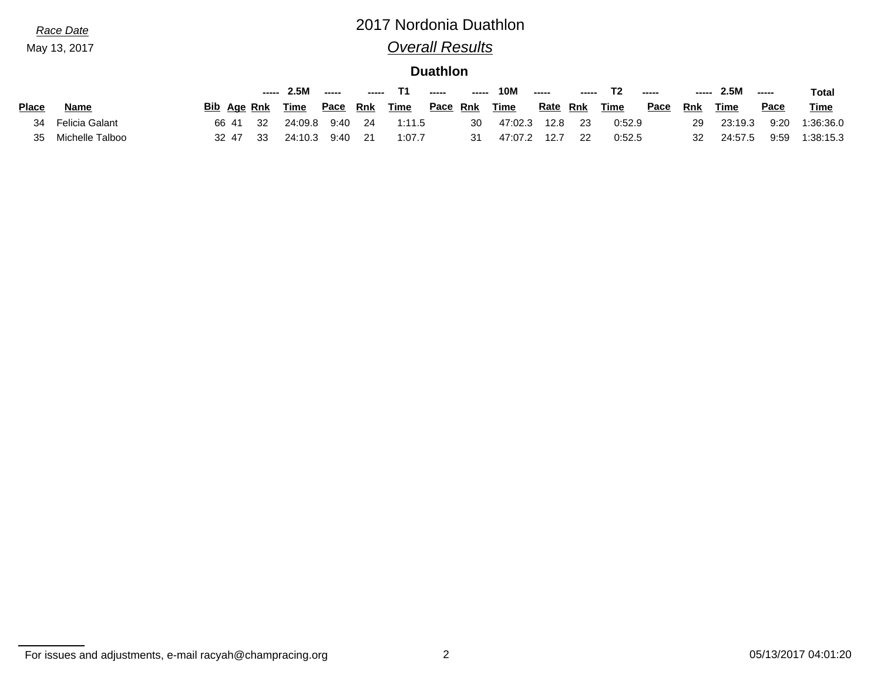Race Date

May 13, 2017

# 2017 Nordonia Duathlon

## Overall Results

### Duathlon

| | | | | 2.5M | | | T1 | | | 10M | | | T2 | | | 2.5M | | | Total |
|---|---|---|---|---|---|---|---|---|---|---|---|---|---|---|---|---|---|---|---|
| Place | Name | Bib | Age | Rnk | Time | Pace | Rnk | Time | Pace | Rnk | Time | Rate | Rnk | Time | Pace | Rnk | Time | Pace | Time |
| 34 | Felicia Galant | 66 | 41 | 32 | 24:09.8 | 9:40 | 24 | 1:11.5 | | 30 | 47:02.3 | 12.8 | 23 | 0:52.9 | | 29 | 23:19.3 | 9:20 | 1:36:36.0 |
| 35 | Michelle Talboo | 32 | 47 | 33 | 24:10.3 | 9:40 | 21 | 1:07.7 | | 31 | 47:07.2 | 12.7 | 22 | 0:52.5 | | 32 | 24:57.5 | 9:59 | 1:38:15.3 |

For issues and adjustments, e-mail racyah@champracing.org

05/13/2017 04:01:20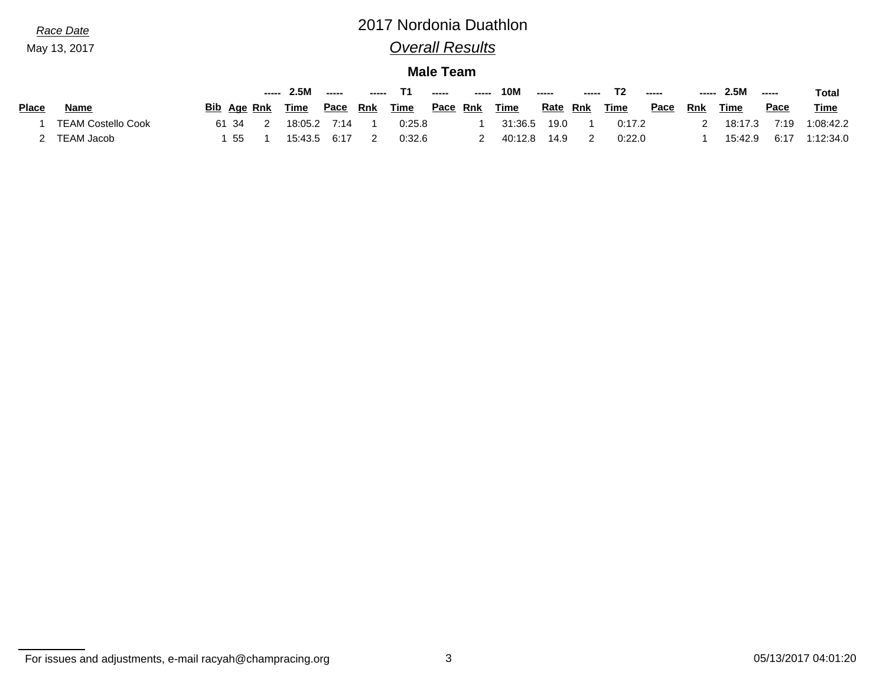Race Date

May 13, 2017

# 2017 Nordonia Duathlon

## *Overall Results*

### Male Team

| | | | | 2.5M | | | T1 | | | 10M | | | T2 | | | 2.5M | | | Total |
|---|---|---|---|---|---|---|---|---|---|---|---|---|---|---|---|---|---|---|---|
| Place | Name | Bib | Age | Rnk | Time | Pace | Rnk | Time | Pace | Rnk | Time | Rate | Rnk | Time | Pace | Rnk | Time | Pace | Time |
| 1 | TEAM Costello Cook | 61 | 34 | 2 | 18:05.2 | 7:14 | 1 | 0:25.8 | | 1 | 31:36.5 | 19.0 | 1 | 0:17.2 | | 2 | 18:17.3 | 7:19 | 1:08:42.2 |
| 2 | TEAM Jacob | 1 | 55 | 1 | 15:43.5 | 6:17 | 2 | 0:32.6 | | 2 | 40:12.8 | 14.9 | 2 | 0:22.0 | | 1 | 15:42.9 | 6:17 | 1:12:34.0 |

For issues and adjustments, e-mail racyah@champracing.org

05/13/2017 04:01:20